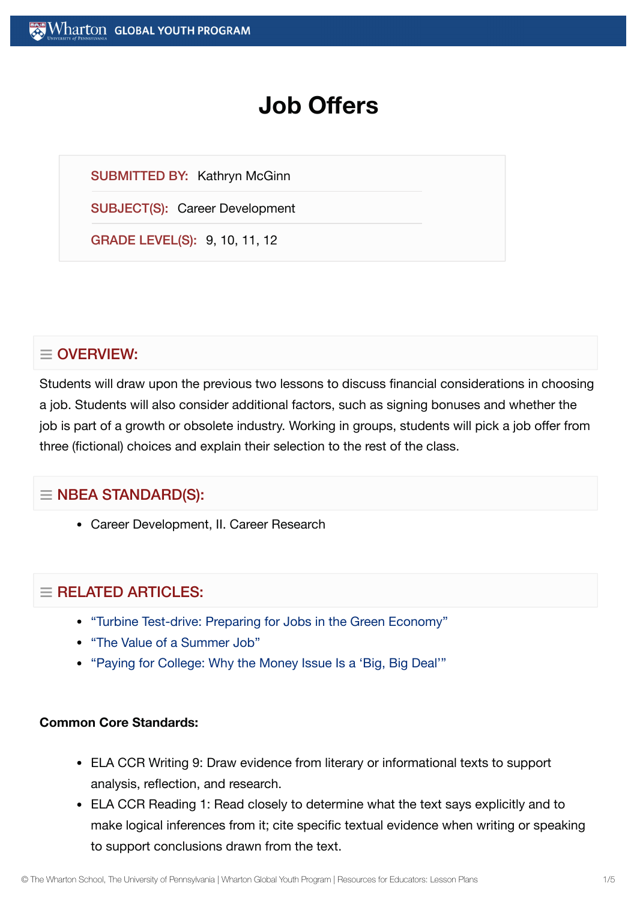# Job Offers

**SUBMITTED BY:** Kathryn McGinn

**SUBJECT(S):** Career Development

**GRADE LEVEL(S):** 9, 10, 11, 12

## ≡ OVERVIEW:

Students will draw upon the previous two lessons to discuss financial considerations in choosing a job. Students will also consider additional factors, such as signing bonuses and whether the job is part of a growth or obsolete industry. Working in groups, students will pick a job offer from three (fictional) choices and explain their selection to the rest of the class.

## ≡ NBEA STANDARD(S):

- Career Development, II. Career Research

## ≡ RELATED ARTICLES:

- "Turbine Test-drive: Preparing for Jobs in the Green Economy"
- "The Value of a Summer Job"
- "Paying for College: Why the Money Issue Is a 'Big, Big Deal'"

**Common Core Standards:**

- ELA CCR Writing 9: Draw evidence from literary or informational texts to support analysis, reflection, and research.
- ELA CCR Reading 1: Read closely to determine what the text says explicitly and to make logical inferences from it; cite specific textual evidence when writing or speaking to support conclusions drawn from the text.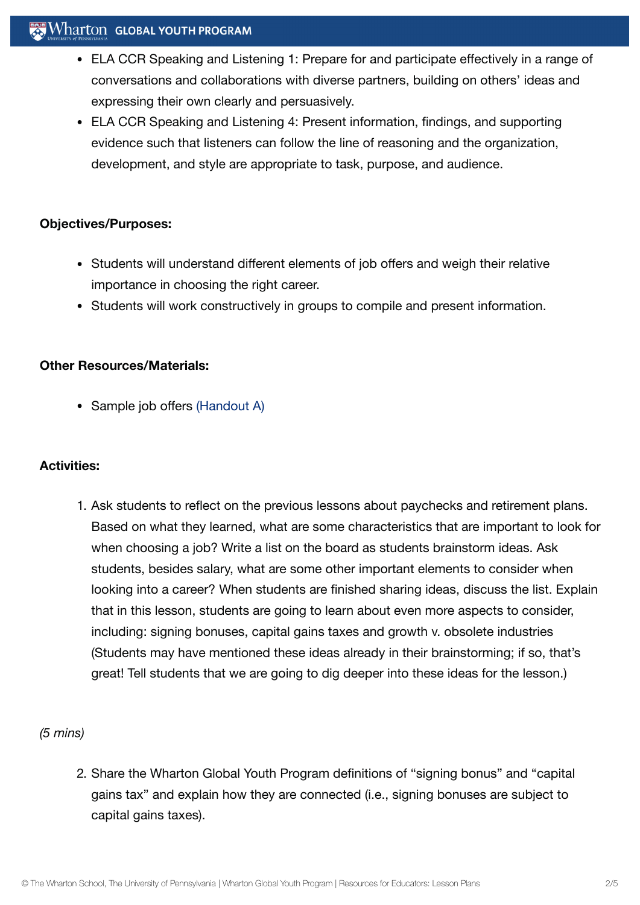- ELA CCR Speaking and Listening 1: Prepare for and participate effectively in a range of conversations and collaborations with diverse partners, building on others' ideas and expressing their own clearly and persuasively.
- ELA CCR Speaking and Listening 4: Present information, findings, and supporting evidence such that listeners can follow the line of reasoning and the organization, development, and style are appropriate to task, purpose, and audience.

**Objectives/Purposes:**

- Students will understand different elements of job offers and weigh their relative importance in choosing the right career.
- Students will work constructively in groups to compile and present information.

**Other Resources/Materials:**

- Sample job offers (Handout A)

**Activities:**

1. Ask students to reflect on the previous lessons about paychecks and retirement plans. Based on what they learned, what are some characteristics that are important to look for when choosing a job? Write a list on the board as students brainstorm ideas. Ask students, besides salary, what are some other important elements to consider when looking into a career? When students are finished sharing ideas, discuss the list. Explain that in this lesson, students are going to learn about even more aspects to consider, including: signing bonuses, capital gains taxes and growth v. obsolete industries (Students may have mentioned these ideas already in their brainstorming; if so, that's great! Tell students that we are going to dig deeper into these ideas for the lesson.)

*(5 mins)*

2. Share the Wharton Global Youth Program definitions of "signing bonus" and "capital gains tax" and explain how they are connected (i.e., signing bonuses are subject to capital gains taxes).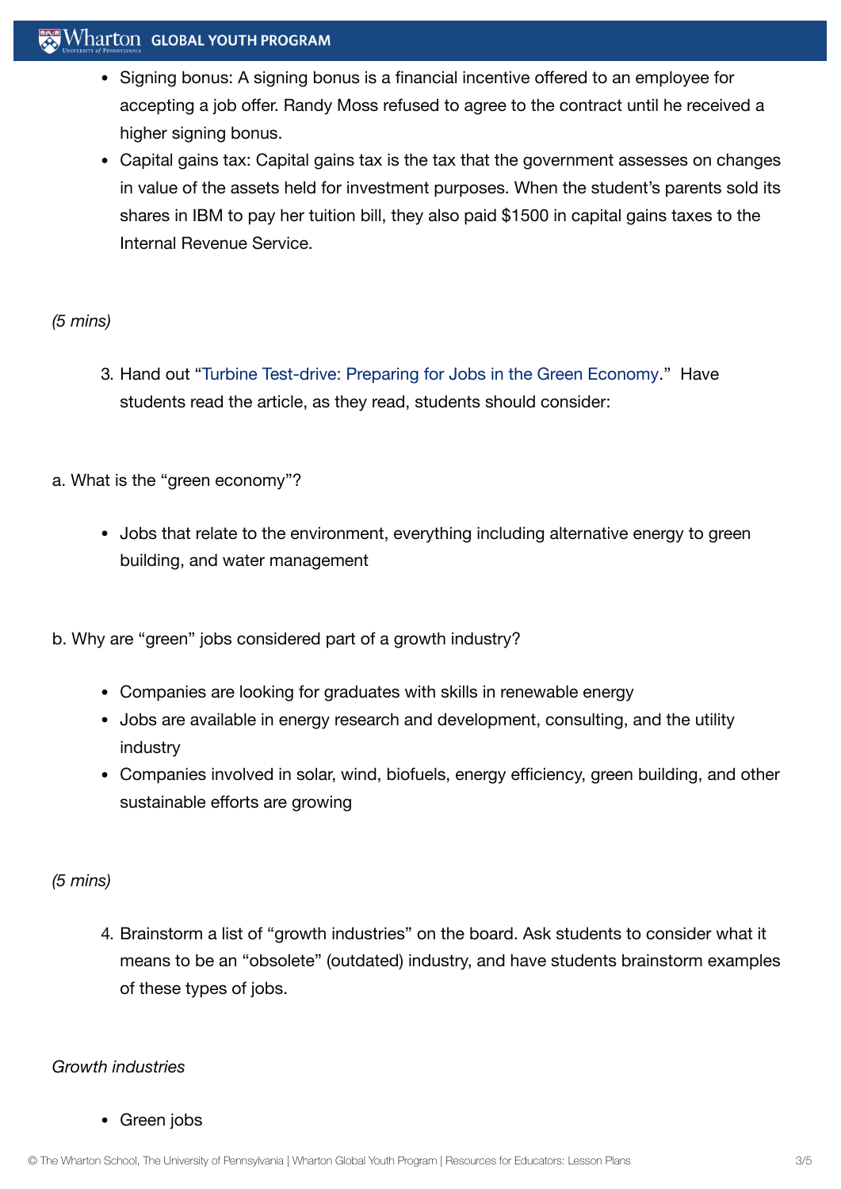- Signing bonus: A signing bonus is a financial incentive offered to an employee for accepting a job offer. Randy Moss refused to agree to the contract until he received a higher signing bonus.
- Capital gains tax: Capital gains tax is the tax that the government assesses on changes in value of the assets held for investment purposes. When the student's parents sold its shares in IBM to pay her tuition bill, they also paid $1500 in capital gains taxes to the Internal Revenue Service.

*(5 mins)*

3. Hand out "Turbine Test-drive: Preparing for Jobs in the Green Economy." Have students read the article, as they read, students should consider:

a. What is the "green economy"?

- Jobs that relate to the environment, everything including alternative energy to green building, and water management

b. Why are "green" jobs considered part of a growth industry?

- Companies are looking for graduates with skills in renewable energy
- Jobs are available in energy research and development, consulting, and the utility industry
- Companies involved in solar, wind, biofuels, energy efficiency, green building, and other sustainable efforts are growing

*(5 mins)*

4. Brainstorm a list of "growth industries" on the board. Ask students to consider what it means to be an "obsolete" (outdated) industry, and have students brainstorm examples of these types of jobs.

*Growth industries*

- Green jobs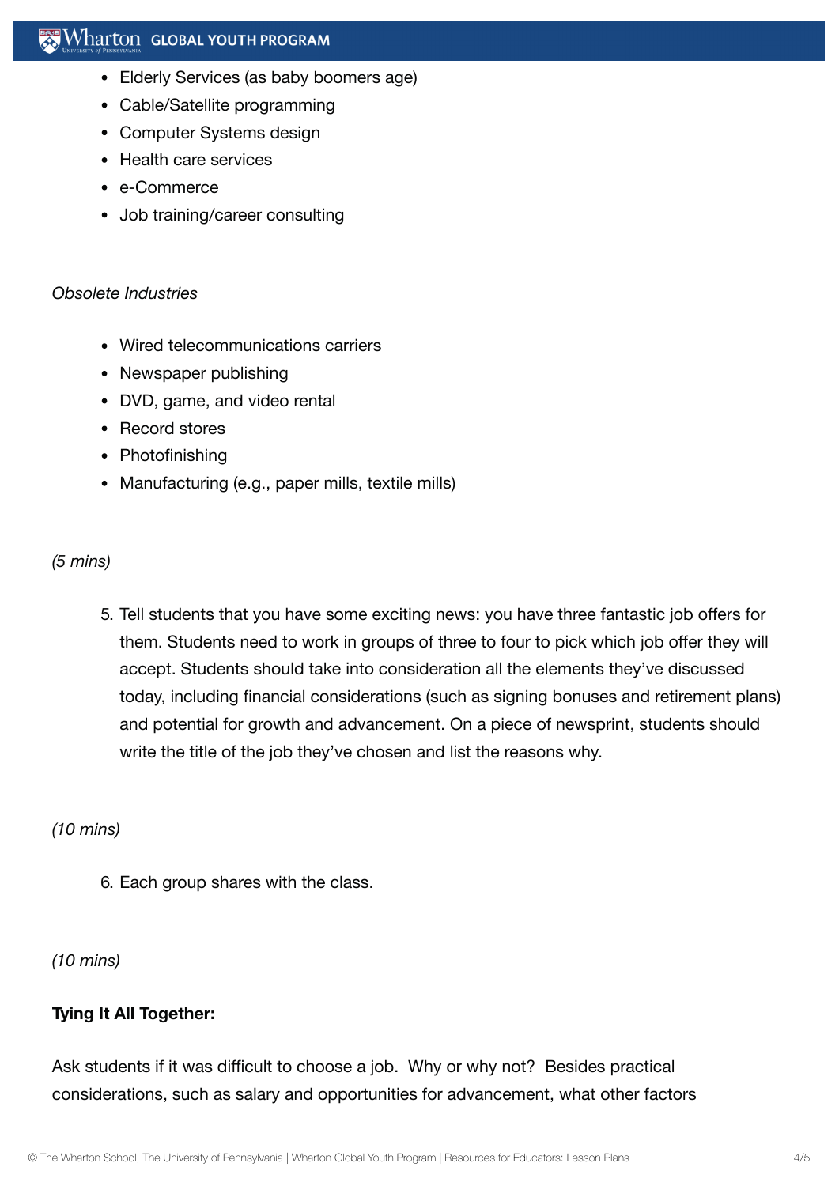- Elderly Services (as baby boomers age)
- Cable/Satellite programming
- Computer Systems design
- Health care services
- e-Commerce
- Job training/career consulting

*Obsolete Industries*

- Wired telecommunications carriers
- Newspaper publishing
- DVD, game, and video rental
- Record stores
- Photofinishing
- Manufacturing (e.g., paper mills, textile mills)

*(5 mins)*

5. Tell students that you have some exciting news: you have three fantastic job offers for them. Students need to work in groups of three to four to pick which job offer they will accept. Students should take into consideration all the elements they've discussed today, including financial considerations (such as signing bonuses and retirement plans) and potential for growth and advancement. On a piece of newsprint, students should write the title of the job they've chosen and list the reasons why.

*(10 mins)*

6. Each group shares with the class.

*(10 mins)*

**Tying It All Together:**

Ask students if it was difficult to choose a job. Why or why not? Besides practical considerations, such as salary and opportunities for advancement, what other factors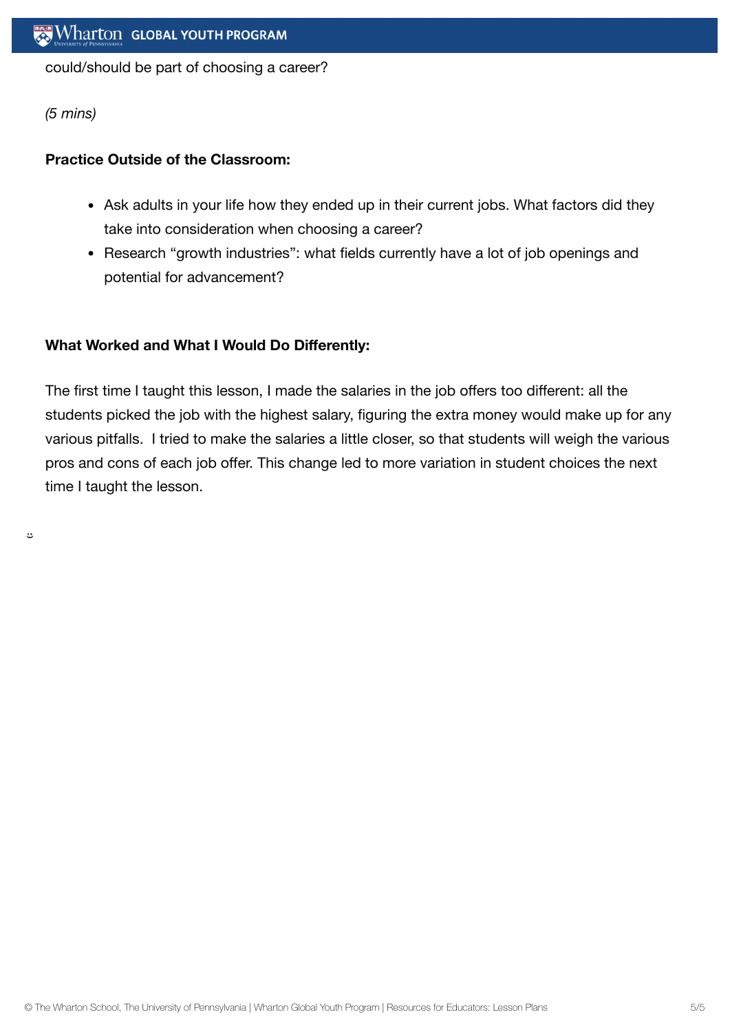could/should be part of choosing a career?

*(5 mins)*

**Practice Outside of the Classroom:**

- Ask adults in your life how they ended up in their current jobs. What factors did they take into consideration when choosing a career?
- Research "growth industries": what fields currently have a lot of job openings and potential for advancement?

**What Worked and What I Would Do Differently:**

The first time I taught this lesson, I made the salaries in the job offers too different: all the students picked the job with the highest salary, figuring the extra money would make up for any various pitfalls. I tried to make the salaries a little closer, so that students will weigh the various pros and cons of each job offer. This change led to more variation in student choices the next time I taught the lesson.